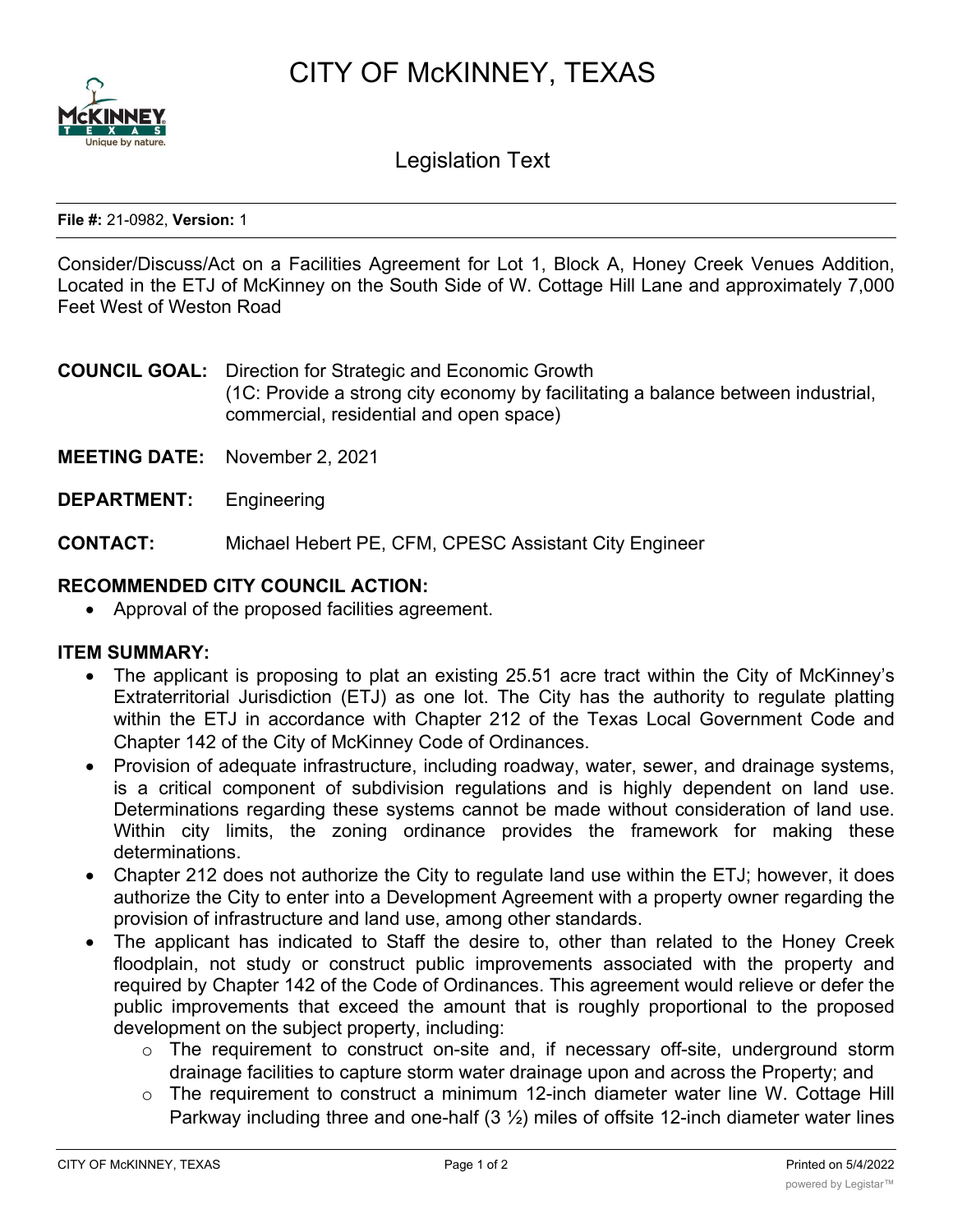# CITY OF McKINNEY, TEXAS

## Legislation Text

**File #:** 21-0982, **Version:** 1

Consider/Discuss/Act on a Facilities Agreement for Lot 1, Block A, Honey Creek Venues Addition, Located in the ETJ of McKinney on the South Side of W. Cottage Hill Lane and approximately 7,000 Feet West of Weston Road

**COUNCIL GOAL:** Direction for Strategic and Economic Growth
(1C: Provide a strong city economy by facilitating a balance between industrial, commercial, residential and open space)

**MEETING DATE:** November 2, 2021

**DEPARTMENT:** Engineering

**CONTACT:** Michael Hebert PE, CFM, CPESC Assistant City Engineer

**RECOMMENDED CITY COUNCIL ACTION:**

- Approval of the proposed facilities agreement.

**ITEM SUMMARY:**

- The applicant is proposing to plat an existing 25.51 acre tract within the City of McKinney's Extraterritorial Jurisdiction (ETJ) as one lot. The City has the authority to regulate platting within the ETJ in accordance with Chapter 212 of the Texas Local Government Code and Chapter 142 of the City of McKinney Code of Ordinances.
- Provision of adequate infrastructure, including roadway, water, sewer, and drainage systems, is a critical component of subdivision regulations and is highly dependent on land use. Determinations regarding these systems cannot be made without consideration of land use. Within city limits, the zoning ordinance provides the framework for making these determinations.
- Chapter 212 does not authorize the City to regulate land use within the ETJ; however, it does authorize the City to enter into a Development Agreement with a property owner regarding the provision of infrastructure and land use, among other standards.
- The applicant has indicated to Staff the desire to, other than related to the Honey Creek floodplain, not study or construct public improvements associated with the property and required by Chapter 142 of the Code of Ordinances. This agreement would relieve or defer the public improvements that exceed the amount that is roughly proportional to the proposed development on the subject property, including:
  - The requirement to construct on-site and, if necessary off-site, underground storm drainage facilities to capture storm water drainage upon and across the Property; and
  - The requirement to construct a minimum 12-inch diameter water line W. Cottage Hill Parkway including three and one-half (3 ½) miles of offsite 12-inch diameter water lines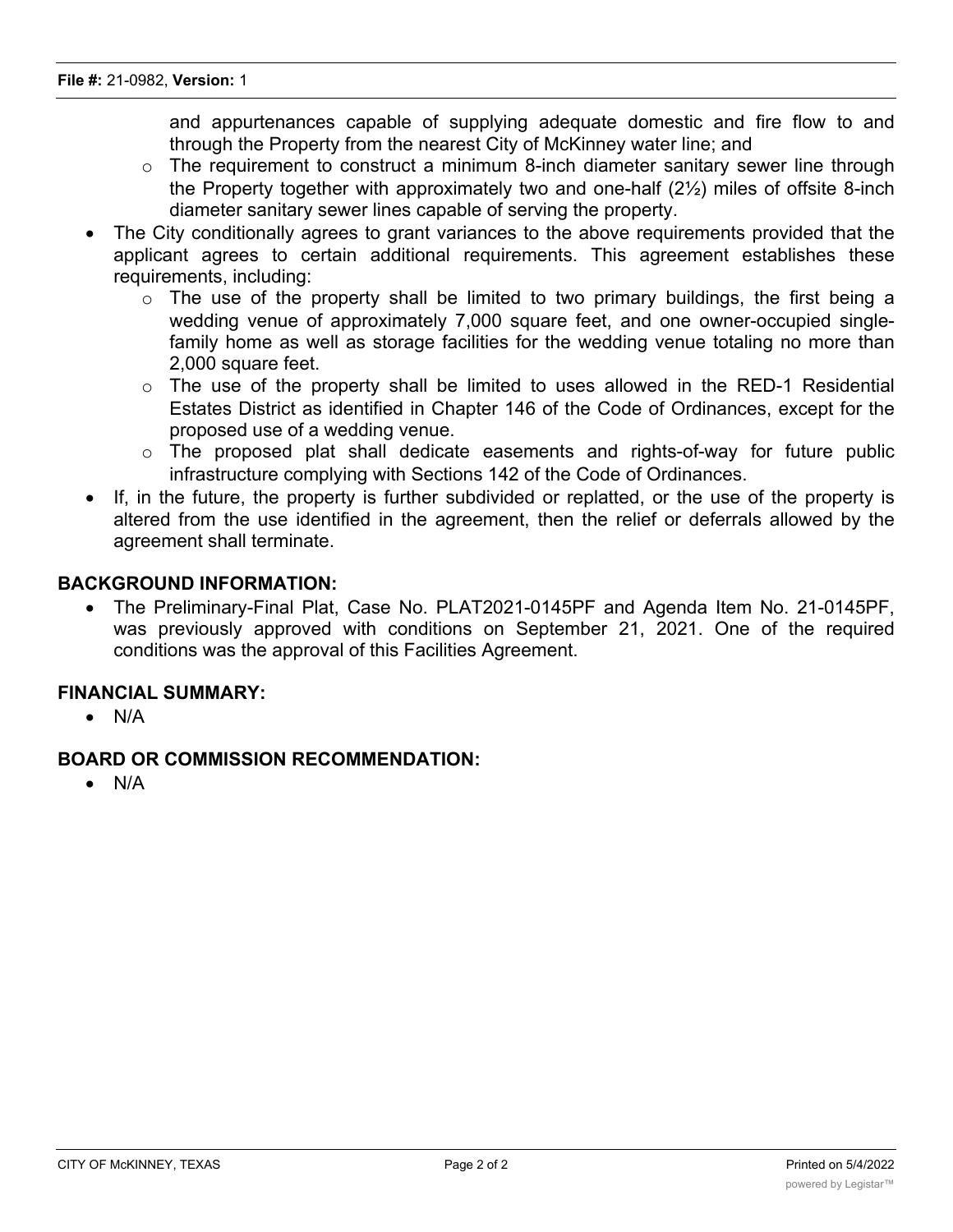and appurtenances capable of supplying adequate domestic and fire flow to and through the Property from the nearest City of McKinney water line; and
    - The requirement to construct a minimum 8-inch diameter sanitary sewer line through the Property together with approximately two and one-half (2½) miles of offsite 8-inch diameter sanitary sewer lines capable of serving the property.
- The City conditionally agrees to grant variances to the above requirements provided that the applicant agrees to certain additional requirements. This agreement establishes these requirements, including:
    - The use of the property shall be limited to two primary buildings, the first being a wedding venue of approximately 7,000 square feet, and one owner-occupied single-family home as well as storage facilities for the wedding venue totaling no more than 2,000 square feet.
    - The use of the property shall be limited to uses allowed in the RED-1 Residential Estates District as identified in Chapter 146 of the Code of Ordinances, except for the proposed use of a wedding venue.
    - The proposed plat shall dedicate easements and rights-of-way for future public infrastructure complying with Sections 142 of the Code of Ordinances.
- If, in the future, the property is further subdivided or replatted, or the use of the property is altered from the use identified in the agreement, then the relief or deferrals allowed by the agreement shall terminate.

**BACKGROUND INFORMATION:**

- The Preliminary-Final Plat, Case No. PLAT2021-0145PF and Agenda Item No. 21-0145PF, was previously approved with conditions on September 21, 2021. One of the required conditions was the approval of this Facilities Agreement.

**FINANCIAL SUMMARY:**

- N/A

**BOARD OR COMMISSION RECOMMENDATION:**

- N/A